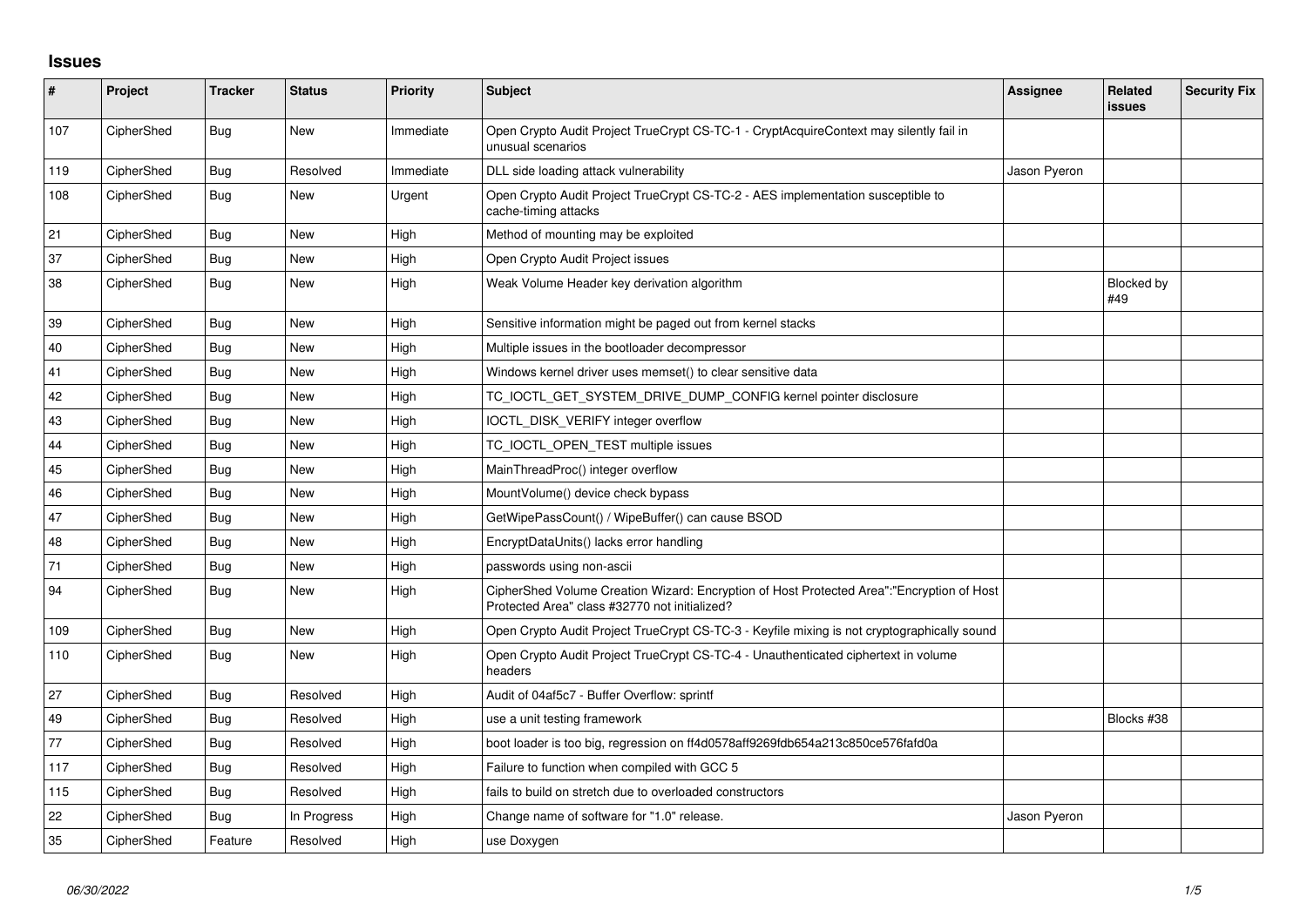## Issues

| # | Project | Tracker | Status | Priority | Subject | Assignee | Related issues | Security Fix |
|---|---|---|---|---|---|---|---|---|
| 107 | CipherShed | Bug | New | Immediate | Open Crypto Audit Project TrueCrypt CS-TC-1 - CryptAcquireContext may silently fail in unusual scenarios | | | |
| 119 | CipherShed | Bug | Resolved | Immediate | DLL side loading attack vulnerability | Jason Pyeron | | |
| 108 | CipherShed | Bug | New | Urgent | Open Crypto Audit Project TrueCrypt CS-TC-2 - AES implementation susceptible to cache-timing attacks | | | |
| 21 | CipherShed | Bug | New | High | Method of mounting may be exploited | | | |
| 37 | CipherShed | Bug | New | High | Open Crypto Audit Project issues | | | |
| 38 | CipherShed | Bug | New | High | Weak Volume Header key derivation algorithm | | Blocked by #49 | |
| 39 | CipherShed | Bug | New | High | Sensitive information might be paged out from kernel stacks | | | |
| 40 | CipherShed | Bug | New | High | Multiple issues in the bootloader decompressor | | | |
| 41 | CipherShed | Bug | New | High | Windows kernel driver uses memset() to clear sensitive data | | | |
| 42 | CipherShed | Bug | New | High | TC_IOCTL_GET_SYSTEM_DRIVE_DUMP_CONFIG kernel pointer disclosure | | | |
| 43 | CipherShed | Bug | New | High | IOCTL_DISK_VERIFY integer overflow | | | |
| 44 | CipherShed | Bug | New | High | TC_IOCTL_OPEN_TEST multiple issues | | | |
| 45 | CipherShed | Bug | New | High | MainThreadProc() integer overflow | | | |
| 46 | CipherShed | Bug | New | High | MountVolume() device check bypass | | | |
| 47 | CipherShed | Bug | New | High | GetWipePassCount() / WipeBuffer() can cause BSOD | | | |
| 48 | CipherShed | Bug | New | High | EncryptDataUnits() lacks error handling | | | |
| 71 | CipherShed | Bug | New | High | passwords using non-ascii | | | |
| 94 | CipherShed | Bug | New | High | CipherShed Volume Creation Wizard: Encryption of Host Protected Area":"Encryption of Host Protected Area" class #32770 not initialized? | | | |
| 109 | CipherShed | Bug | New | High | Open Crypto Audit Project TrueCrypt CS-TC-3 - Keyfile mixing is not cryptographically sound | | | |
| 110 | CipherShed | Bug | New | High | Open Crypto Audit Project TrueCrypt CS-TC-4 - Unauthenticated ciphertext in volume headers | | | |
| 27 | CipherShed | Bug | Resolved | High | Audit of 04af5c7 - Buffer Overflow: sprintf | | | |
| 49 | CipherShed | Bug | Resolved | High | use a unit testing framework | | Blocks #38 | |
| 77 | CipherShed | Bug | Resolved | High | boot loader is too big, regression on ff4d0578aff9269fdb654a213c850ce576fafd0a | | | |
| 117 | CipherShed | Bug | Resolved | High | Failure to function when compiled with GCC 5 | | | |
| 115 | CipherShed | Bug | Resolved | High | fails to build on stretch due to overloaded constructors | | | |
| 22 | CipherShed | Bug | In Progress | High | Change name of software for "1.0" release. | Jason Pyeron | | |
| 35 | CipherShed | Feature | Resolved | High | use Doxygen | | | |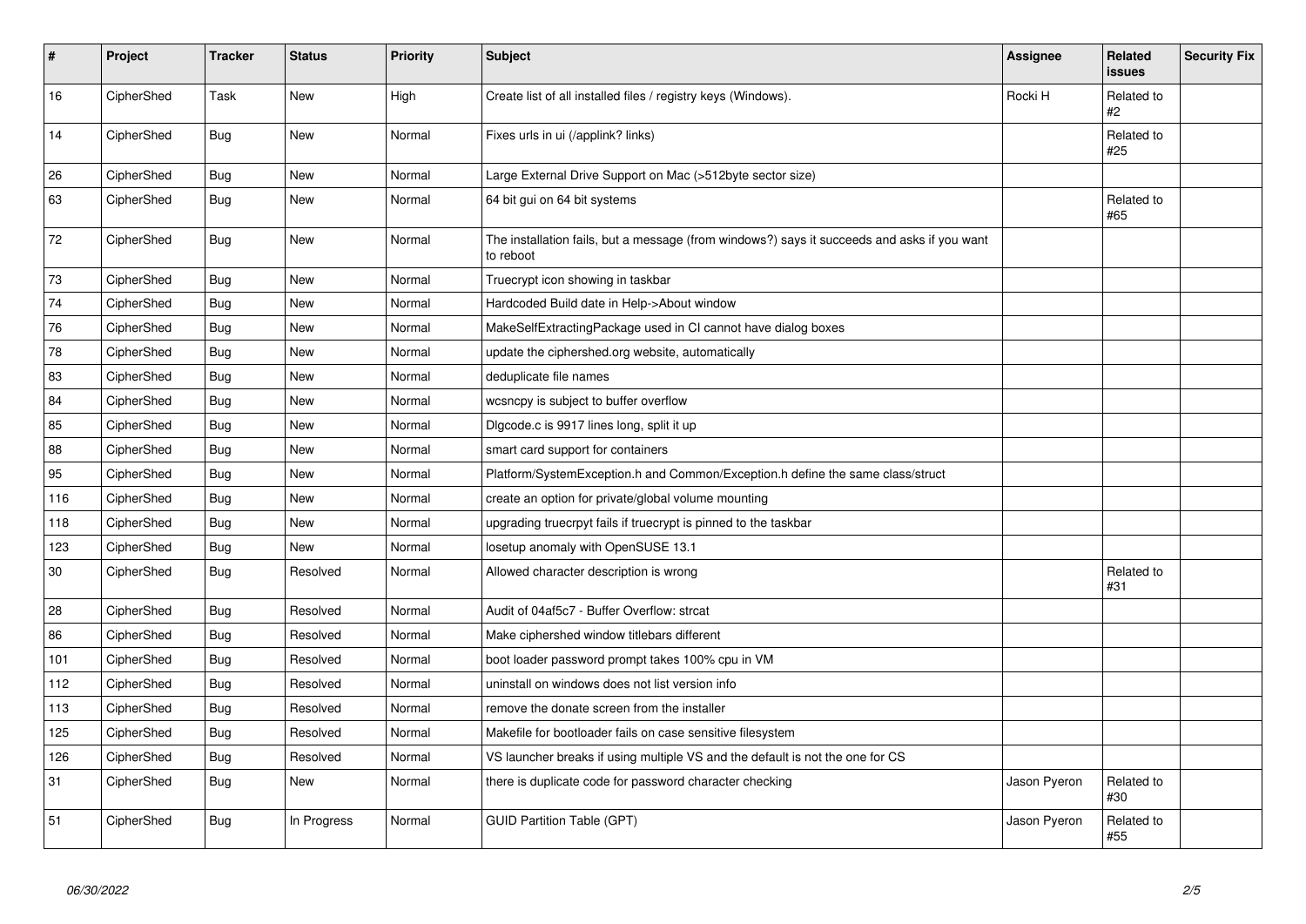| # | Project | Tracker | Status | Priority | Subject | Assignee | Related issues | Security Fix |
|---|---|---|---|---|---|---|---|---|
| 16 | CipherShed | Task | New | High | Create list of all installed files / registry keys (Windows). | Rocki H | Related to #2 | |
| 14 | CipherShed | Bug | New | Normal | Fixes urls in ui (/applink? links) | | Related to #25 | |
| 26 | CipherShed | Bug | New | Normal | Large External Drive Support on Mac (>512byte sector size) | | | |
| 63 | CipherShed | Bug | New | Normal | 64 bit gui on 64 bit systems | | Related to #65 | |
| 72 | CipherShed | Bug | New | Normal | The installation fails, but a message (from windows?) says it succeeds and asks if you want to reboot | | | |
| 73 | CipherShed | Bug | New | Normal | Truecrypt icon showing in taskbar | | | |
| 74 | CipherShed | Bug | New | Normal | Hardcoded Build date in Help->About window | | | |
| 76 | CipherShed | Bug | New | Normal | MakeSelfExtractingPackage used in CI cannot have dialog boxes | | | |
| 78 | CipherShed | Bug | New | Normal | update the ciphershed.org website, automatically | | | |
| 83 | CipherShed | Bug | New | Normal | deduplicate file names | | | |
| 84 | CipherShed | Bug | New | Normal | wcsncpy is subject to buffer overflow | | | |
| 85 | CipherShed | Bug | New | Normal | Dlgcode.c is 9917 lines long, split it up | | | |
| 88 | CipherShed | Bug | New | Normal | smart card support for containers | | | |
| 95 | CipherShed | Bug | New | Normal | Platform/SystemException.h and Common/Exception.h define the same class/struct | | | |
| 116 | CipherShed | Bug | New | Normal | create an option for private/global volume mounting | | | |
| 118 | CipherShed | Bug | New | Normal | upgrading truecrpyt fails if truecrypt is pinned to the taskbar | | | |
| 123 | CipherShed | Bug | New | Normal | losetup anomaly with OpenSUSE 13.1 | | | |
| 30 | CipherShed | Bug | Resolved | Normal | Allowed character description is wrong | | Related to #31 | |
| 28 | CipherShed | Bug | Resolved | Normal | Audit of 04af5c7 - Buffer Overflow: strcat | | | |
| 86 | CipherShed | Bug | Resolved | Normal | Make ciphershed window titlebars different | | | |
| 101 | CipherShed | Bug | Resolved | Normal | boot loader password prompt takes 100% cpu in VM | | | |
| 112 | CipherShed | Bug | Resolved | Normal | uninstall on windows does not list version info | | | |
| 113 | CipherShed | Bug | Resolved | Normal | remove the donate screen from the installer | | | |
| 125 | CipherShed | Bug | Resolved | Normal | Makefile for bootloader fails on case sensitive filesystem | | | |
| 126 | CipherShed | Bug | Resolved | Normal | VS launcher breaks if using multiple VS and the default is not the one for CS | | | |
| 31 | CipherShed | Bug | New | Normal | there is duplicate code for password character checking | Jason Pyeron | Related to #30 | |
| 51 | CipherShed | Bug | In Progress | Normal | GUID Partition Table (GPT) | Jason Pyeron | Related to #55 | |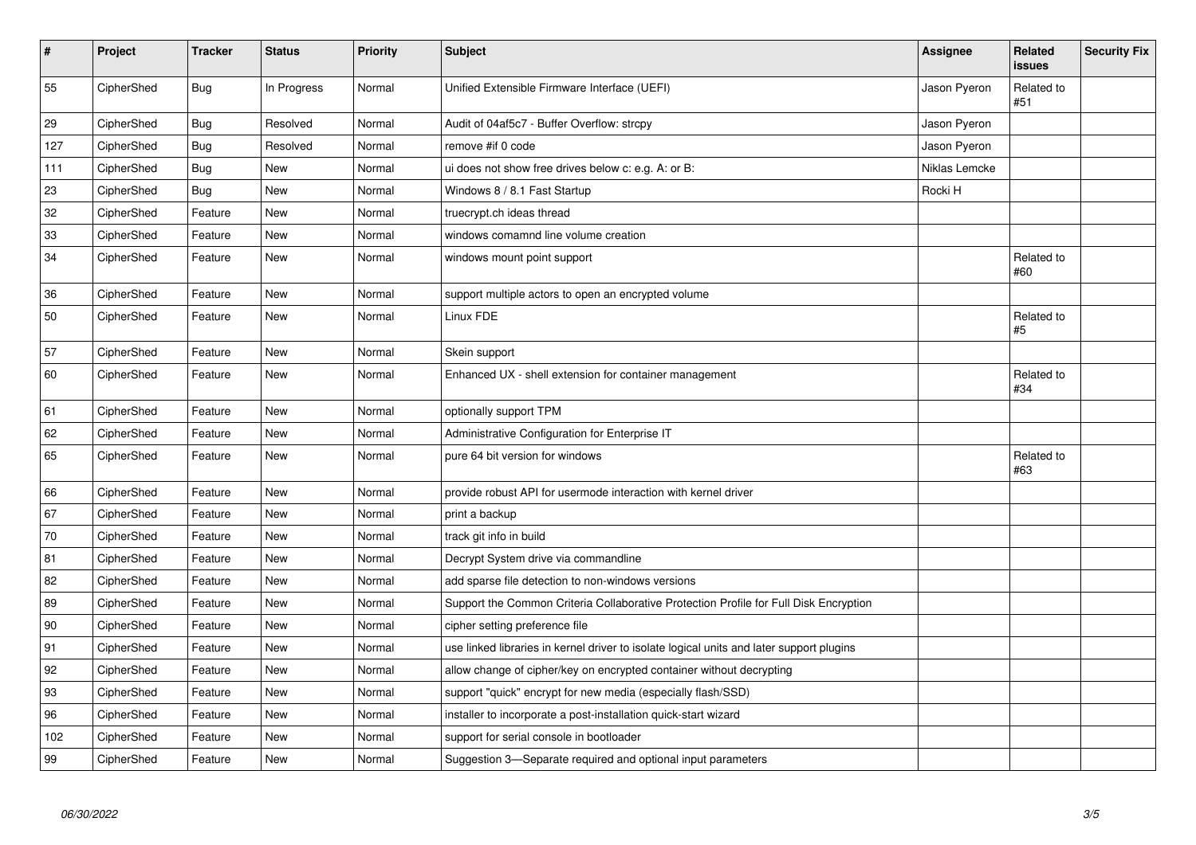| # | Project | Tracker | Status | Priority | Subject | Assignee | Related issues | Security Fix |
|---|---|---|---|---|---|---|---|---|
| 55 | CipherShed | Bug | In Progress | Normal | Unified Extensible Firmware Interface (UEFI) | Jason Pyeron | Related to #51 | |
| 29 | CipherShed | Bug | Resolved | Normal | Audit of 04af5c7 - Buffer Overflow: strcpy | Jason Pyeron | | |
| 127 | CipherShed | Bug | Resolved | Normal | remove #if 0 code | Jason Pyeron | | |
| 111 | CipherShed | Bug | New | Normal | ui does not show free drives below c: e.g. A: or B: | Niklas Lemcke | | |
| 23 | CipherShed | Bug | New | Normal | Windows 8 / 8.1 Fast Startup | Rocki H | | |
| 32 | CipherShed | Feature | New | Normal | truecrypt.ch ideas thread | | | |
| 33 | CipherShed | Feature | New | Normal | windows comamnd line volume creation | | | |
| 34 | CipherShed | Feature | New | Normal | windows mount point support | | Related to #60 | |
| 36 | CipherShed | Feature | New | Normal | support multiple actors to open an encrypted volume | | | |
| 50 | CipherShed | Feature | New | Normal | Linux FDE | | Related to #5 | |
| 57 | CipherShed | Feature | New | Normal | Skein support | | | |
| 60 | CipherShed | Feature | New | Normal | Enhanced UX - shell extension for container management | | Related to #34 | |
| 61 | CipherShed | Feature | New | Normal | optionally support TPM | | | |
| 62 | CipherShed | Feature | New | Normal | Administrative Configuration for Enterprise IT | | | |
| 65 | CipherShed | Feature | New | Normal | pure 64 bit version for windows | | Related to #63 | |
| 66 | CipherShed | Feature | New | Normal | provide robust API for usermode interaction with kernel driver | | | |
| 67 | CipherShed | Feature | New | Normal | print a backup | | | |
| 70 | CipherShed | Feature | New | Normal | track git info in build | | | |
| 81 | CipherShed | Feature | New | Normal | Decrypt System drive via commandline | | | |
| 82 | CipherShed | Feature | New | Normal | add sparse file detection to non-windows versions | | | |
| 89 | CipherShed | Feature | New | Normal | Support the Common Criteria Collaborative Protection Profile for Full Disk Encryption | | | |
| 90 | CipherShed | Feature | New | Normal | cipher setting preference file | | | |
| 91 | CipherShed | Feature | New | Normal | use linked libraries in kernel driver to isolate logical units and later support plugins | | | |
| 92 | CipherShed | Feature | New | Normal | allow change of cipher/key on encrypted container without decrypting | | | |
| 93 | CipherShed | Feature | New | Normal | support "quick" encrypt for new media (especially flash/SSD) | | | |
| 96 | CipherShed | Feature | New | Normal | installer to incorporate a post-installation quick-start wizard | | | |
| 102 | CipherShed | Feature | New | Normal | support for serial console in bootloader | | | |
| 99 | CipherShed | Feature | New | Normal | Suggestion 3—Separate required and optional input parameters | | | |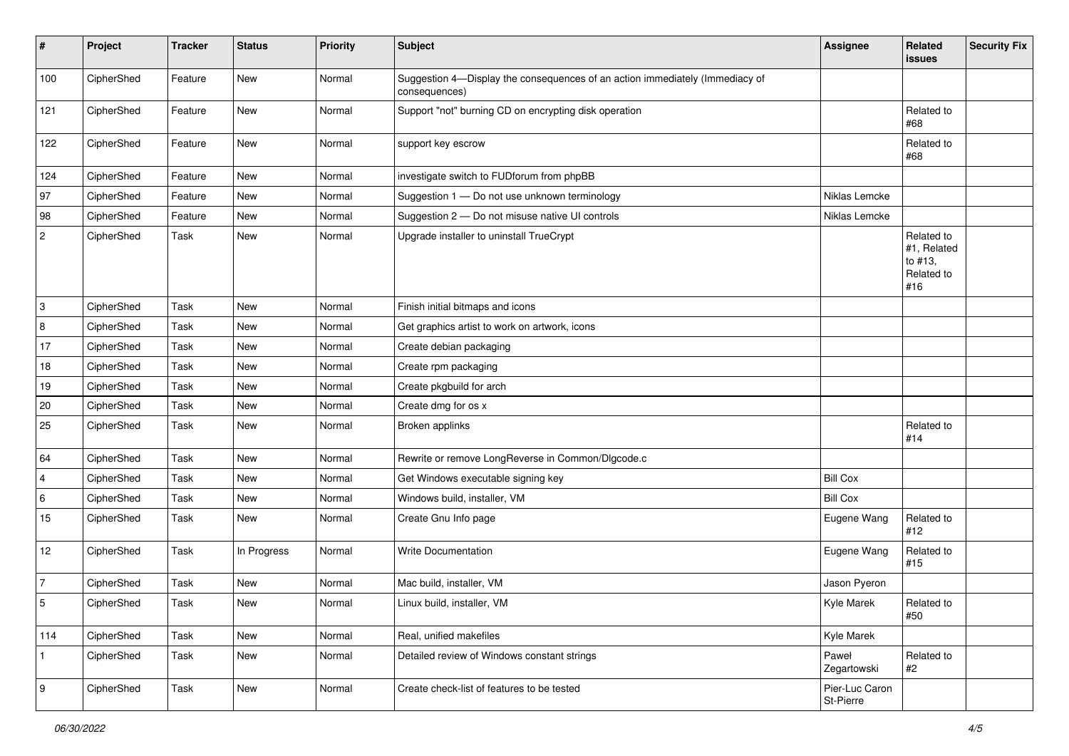| # | Project | Tracker | Status | Priority | Subject | Assignee | Related issues | Security Fix |
|---|---|---|---|---|---|---|---|---|
| 100 | CipherShed | Feature | New | Normal | Suggestion 4—Display the consequences of an action immediately (Immediacy of consequences) | | | |
| 121 | CipherShed | Feature | New | Normal | Support "not" burning CD on encrypting disk operation | | Related to #68 | |
| 122 | CipherShed | Feature | New | Normal | support key escrow | | Related to #68 | |
| 124 | CipherShed | Feature | New | Normal | investigate switch to FUDforum from phpBB | | | |
| 97 | CipherShed | Feature | New | Normal | Suggestion 1 — Do not use unknown terminology | Niklas Lemcke | | |
| 98 | CipherShed | Feature | New | Normal | Suggestion 2 — Do not misuse native UI controls | Niklas Lemcke | | |
| 2 | CipherShed | Task | New | Normal | Upgrade installer to uninstall TrueCrypt | | Related to #1, Related to #13, Related to #16 | |
| 3 | CipherShed | Task | New | Normal | Finish initial bitmaps and icons | | | |
| 8 | CipherShed | Task | New | Normal | Get graphics artist to work on artwork, icons | | | |
| 17 | CipherShed | Task | New | Normal | Create debian packaging | | | |
| 18 | CipherShed | Task | New | Normal | Create rpm packaging | | | |
| 19 | CipherShed | Task | New | Normal | Create pkgbuild for arch | | | |
| 20 | CipherShed | Task | New | Normal | Create dmg for os x | | | |
| 25 | CipherShed | Task | New | Normal | Broken applinks | | Related to #14 | |
| 64 | CipherShed | Task | New | Normal | Rewrite or remove LongReverse in Common/Dlgcode.c | | | |
| 4 | CipherShed | Task | New | Normal | Get Windows executable signing key | Bill Cox | | |
| 6 | CipherShed | Task | New | Normal | Windows build, installer, VM | Bill Cox | | |
| 15 | CipherShed | Task | New | Normal | Create Gnu Info page | Eugene Wang | Related to #12 | |
| 12 | CipherShed | Task | In Progress | Normal | Write Documentation | Eugene Wang | Related to #15 | |
| 7 | CipherShed | Task | New | Normal | Mac build, installer, VM | Jason Pyeron | | |
| 5 | CipherShed | Task | New | Normal | Linux build, installer, VM | Kyle Marek | Related to #50 | |
| 114 | CipherShed | Task | New | Normal | Real, unified makefiles | Kyle Marek | | |
| 1 | CipherShed | Task | New | Normal | Detailed review of Windows constant strings | Paweł Zegartowski | Related to #2 | |
| 9 | CipherShed | Task | New | Normal | Create check-list of features to be tested | Pier-Luc Caron St-Pierre | | |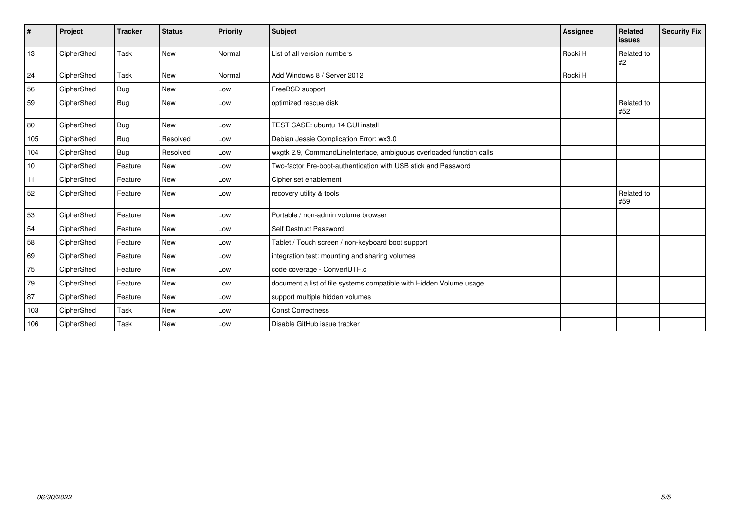| # | Project | Tracker | Status | Priority | Subject | Assignee | Related issues | Security Fix |
|---|---|---|---|---|---|---|---|---|
| 13 | CipherShed | Task | New | Normal | List of all version numbers | Rocki H | Related to #2 | |
| 24 | CipherShed | Task | New | Normal | Add Windows 8 / Server 2012 | Rocki H | | |
| 56 | CipherShed | Bug | New | Low | FreeBSD support | | | |
| 59 | CipherShed | Bug | New | Low | optimized rescue disk | | Related to #52 | |
| 80 | CipherShed | Bug | New | Low | TEST CASE: ubuntu 14 GUI install | | | |
| 105 | CipherShed | Bug | Resolved | Low | Debian Jessie Complication Error: wx3.0 | | | |
| 104 | CipherShed | Bug | Resolved | Low | wxgtk 2.9, CommandLineInterface, ambiguous overloaded function calls | | | |
| 10 | CipherShed | Feature | New | Low | Two-factor Pre-boot-authentication with USB stick and Password | | | |
| 11 | CipherShed | Feature | New | Low | Cipher set enablement | | | |
| 52 | CipherShed | Feature | New | Low | recovery utility & tools | | Related to #59 | |
| 53 | CipherShed | Feature | New | Low | Portable / non-admin volume browser | | | |
| 54 | CipherShed | Feature | New | Low | Self Destruct Password | | | |
| 58 | CipherShed | Feature | New | Low | Tablet / Touch screen / non-keyboard boot support | | | |
| 69 | CipherShed | Feature | New | Low | integration test: mounting and sharing volumes | | | |
| 75 | CipherShed | Feature | New | Low | code coverage - ConvertUTF.c | | | |
| 79 | CipherShed | Feature | New | Low | document a list of file systems compatible with Hidden Volume usage | | | |
| 87 | CipherShed | Feature | New | Low | support multiple hidden volumes | | | |
| 103 | CipherShed | Task | New | Low | Const Correctness | | | |
| 106 | CipherShed | Task | New | Low | Disable GitHub issue tracker | | | |